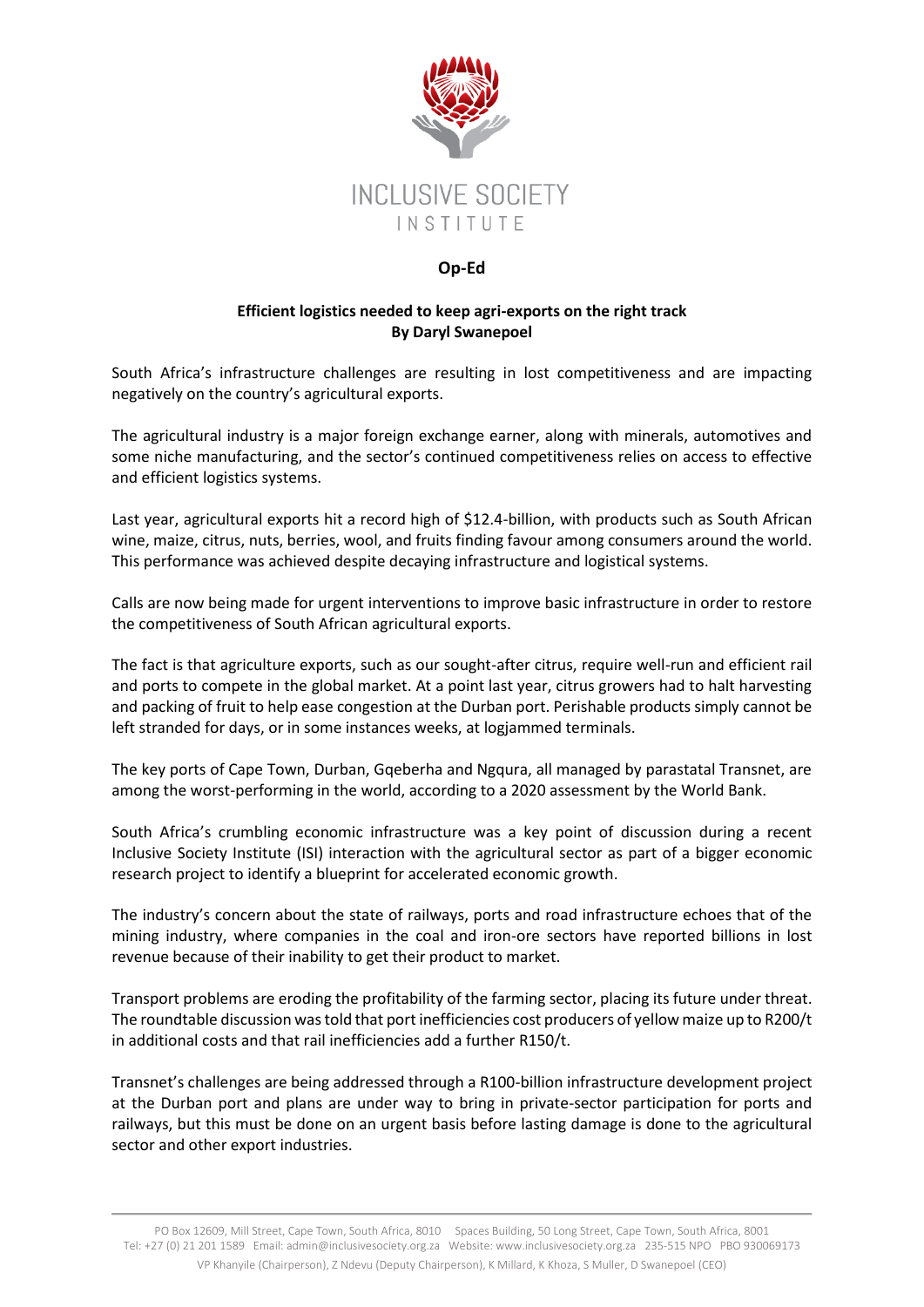# INCLUSIVE SOCIETY INSTITUTE

**Op-Ed**

**Efficient logistics needed to keep agri-exports on the right track**
**By Daryl Swanepoel**

South Africa's infrastructure challenges are resulting in lost competitiveness and are impacting negatively on the country's agricultural exports.

The agricultural industry is a major foreign exchange earner, along with minerals, automotives and some niche manufacturing, and the sector's continued competitiveness relies on access to effective and efficient logistics systems.

Last year, agricultural exports hit a record high of $12.4-billion, with products such as South African wine, maize, citrus, nuts, berries, wool, and fruits finding favour among consumers around the world. This performance was achieved despite decaying infrastructure and logistical systems.

Calls are now being made for urgent interventions to improve basic infrastructure in order to restore the competitiveness of South African agricultural exports.

The fact is that agriculture exports, such as our sought-after citrus, require well-run and efficient rail and ports to compete in the global market. At a point last year, citrus growers had to halt harvesting and packing of fruit to help ease congestion at the Durban port. Perishable products simply cannot be left stranded for days, or in some instances weeks, at logjammed terminals.

The key ports of Cape Town, Durban, Gqeberha and Ngqura, all managed by parastatal Transnet, are among the worst-performing in the world, according to a 2020 assessment by the World Bank.

South Africa's crumbling economic infrastructure was a key point of discussion during a recent Inclusive Society Institute (ISI) interaction with the agricultural sector as part of a bigger economic research project to identify a blueprint for accelerated economic growth.

The industry's concern about the state of railways, ports and road infrastructure echoes that of the mining industry, where companies in the coal and iron-ore sectors have reported billions in lost revenue because of their inability to get their product to market.

Transport problems are eroding the profitability of the farming sector, placing its future under threat. The roundtable discussion was told that port inefficiencies cost producers of yellow maize up to R200/t in additional costs and that rail inefficiencies add a further R150/t.

Transnet's challenges are being addressed through a R100-billion infrastructure development project at the Durban port and plans are under way to bring in private-sector participation for ports and railways, but this must be done on an urgent basis before lasting damage is done to the agricultural sector and other export industries.

PO Box 12609, Mill Street, Cape Town, South Africa, 8010 Spaces Building, 50 Long Street, Cape Town, South Africa, 8001
Tel: +27 (0) 21 201 1589 Email: admin@inclusivesociety.org.za Website: www.inclusivesociety.org.za 235-515 NPO PBO 930069173
VP Khanyile (Chairperson), Z Ndevu (Deputy Chairperson), K Millard, K Khoza, S Muller, D Swanepoel (CEO)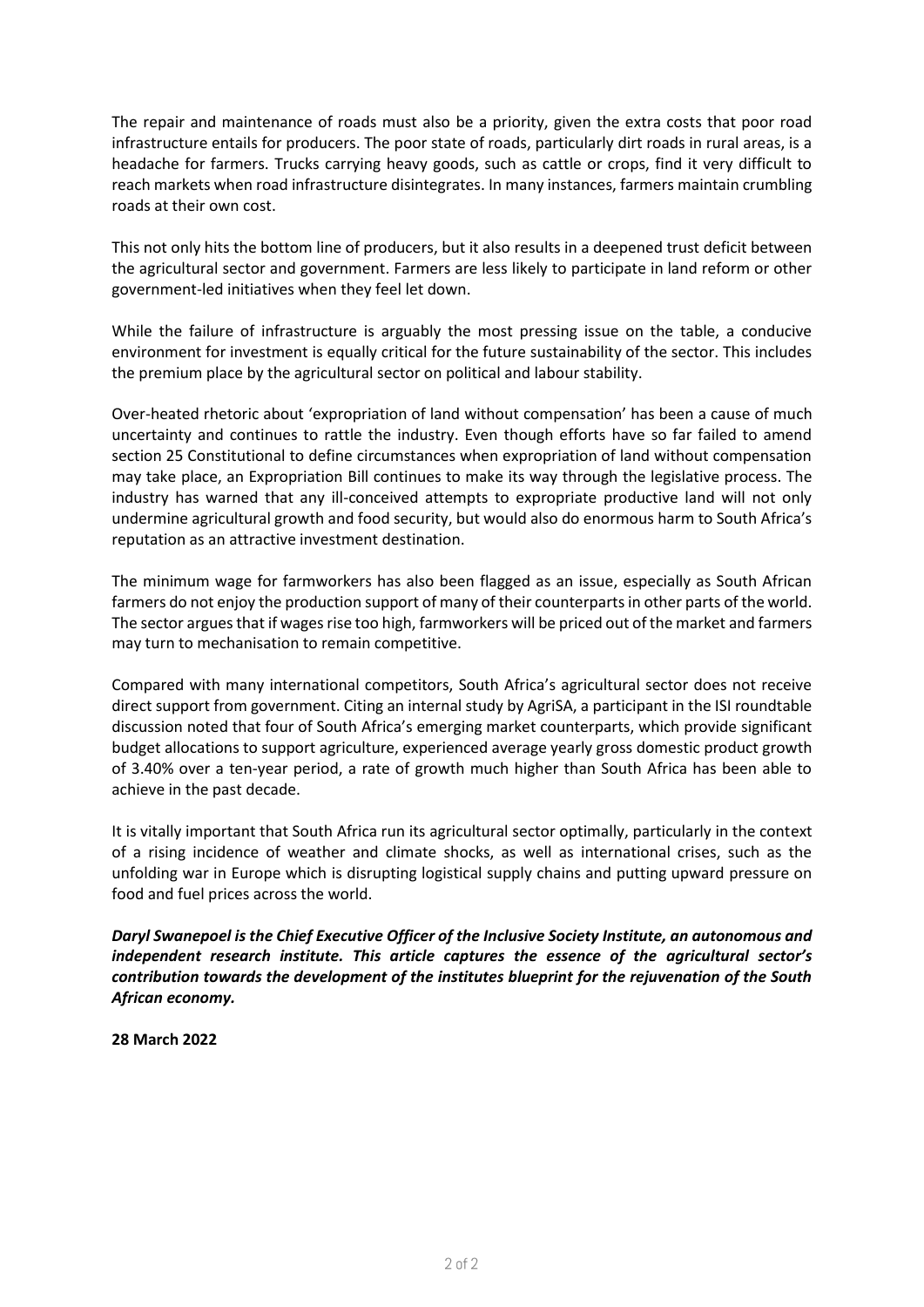The repair and maintenance of roads must also be a priority, given the extra costs that poor road infrastructure entails for producers. The poor state of roads, particularly dirt roads in rural areas, is a headache for farmers. Trucks carrying heavy goods, such as cattle or crops, find it very difficult to reach markets when road infrastructure disintegrates. In many instances, farmers maintain crumbling roads at their own cost.

This not only hits the bottom line of producers, but it also results in a deepened trust deficit between the agricultural sector and government. Farmers are less likely to participate in land reform or other government-led initiatives when they feel let down.

While the failure of infrastructure is arguably the most pressing issue on the table, a conducive environment for investment is equally critical for the future sustainability of the sector. This includes the premium place by the agricultural sector on political and labour stability.

Over-heated rhetoric about 'expropriation of land without compensation' has been a cause of much uncertainty and continues to rattle the industry. Even though efforts have so far failed to amend section 25 Constitutional to define circumstances when expropriation of land without compensation may take place, an Expropriation Bill continues to make its way through the legislative process. The industry has warned that any ill-conceived attempts to expropriate productive land will not only undermine agricultural growth and food security, but would also do enormous harm to South Africa's reputation as an attractive investment destination.

The minimum wage for farmworkers has also been flagged as an issue, especially as South African farmers do not enjoy the production support of many of their counterparts in other parts of the world. The sector argues that if wages rise too high, farmworkers will be priced out of the market and farmers may turn to mechanisation to remain competitive.

Compared with many international competitors, South Africa's agricultural sector does not receive direct support from government. Citing an internal study by AgriSA, a participant in the ISI roundtable discussion noted that four of South Africa's emerging market counterparts, which provide significant budget allocations to support agriculture, experienced average yearly gross domestic product growth of 3.40% over a ten-year period, a rate of growth much higher than South Africa has been able to achieve in the past decade.

It is vitally important that South Africa run its agricultural sector optimally, particularly in the context of a rising incidence of weather and climate shocks, as well as international crises, such as the unfolding war in Europe which is disrupting logistical supply chains and putting upward pressure on food and fuel prices across the world.

***Daryl Swanepoel is the Chief Executive Officer of the Inclusive Society Institute, an autonomous and independent research institute. This article captures the essence of the agricultural sector's contribution towards the development of the institutes blueprint for the rejuvenation of the South African economy.***

**28 March 2022**